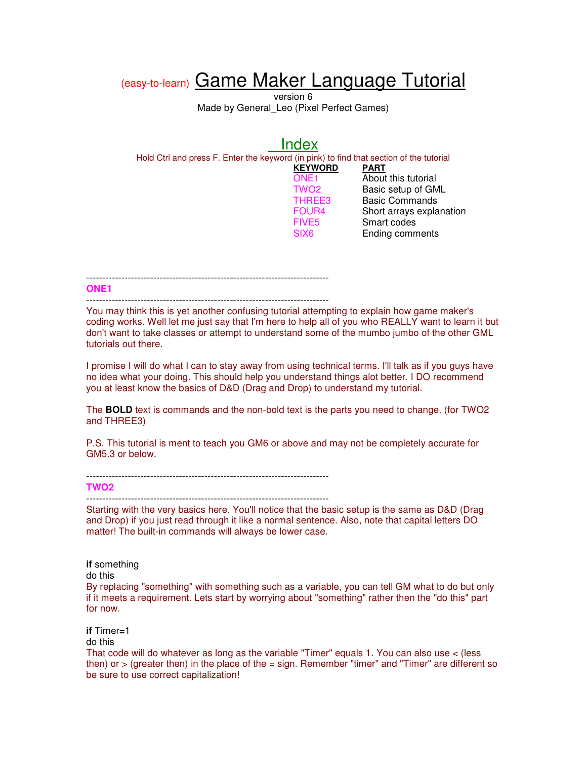# (easy-to-learn) Game Maker Language Tutorial

version 6
Made by General_Leo (Pixel Perfect Games)

## Index

Hold Ctrl and press F. Enter the keyword (in pink) to find that section of the tutorial

| KEYWORD | PART |
|---|---|
| ONE1 | About this tutorial |
| TWO2 | Basic setup of GML |
| THREE3 | Basic Commands |
| FOUR4 | Short arrays explanation |
| FIVE5 | Smart codes |
| SIX6 | Ending comments |

---

### ONE1

---

You may think this is yet another confusing tutorial attempting to explain how game maker's coding works. Well let me just say that I'm here to help all of you who REALLY want to learn it but don't want to take classes or attempt to understand some of the mumbo jumbo of the other GML tutorials out there.

I promise I will do what I can to stay away from using technical terms. I'll talk as if you guys have no idea what your doing. This should help you understand things alot better. I DO recommend you at least know the basics of D&D (Drag and Drop) to understand my tutorial.

The **BOLD** text is commands and the non-bold text is the parts you need to change. (for TWO2 and THREE3)

P.S. This tutorial is ment to teach you GM6 or above and may not be completely accurate for GM5.3 or below.

---

### TWO2

---

Starting with the very basics here. You'll notice that the basic setup is the same as D&D (Drag and Drop) if you just read through it like a normal sentence. Also, note that capital letters DO matter! The built-in commands will always be lower case.

**if** something
do this

By replacing "something" with something such as a variable, you can tell GM what to do but only if it meets a requirement. Lets start by worrying about "something" rather then the "do this" part for now.

**if** Timer**=**1
do this

That code will do whatever as long as the variable "Timer" equals 1. You can also use < (less then) or > (greater then) in the place of the = sign. Remember "timer" and "Timer" are different so be sure to use correct capitalization!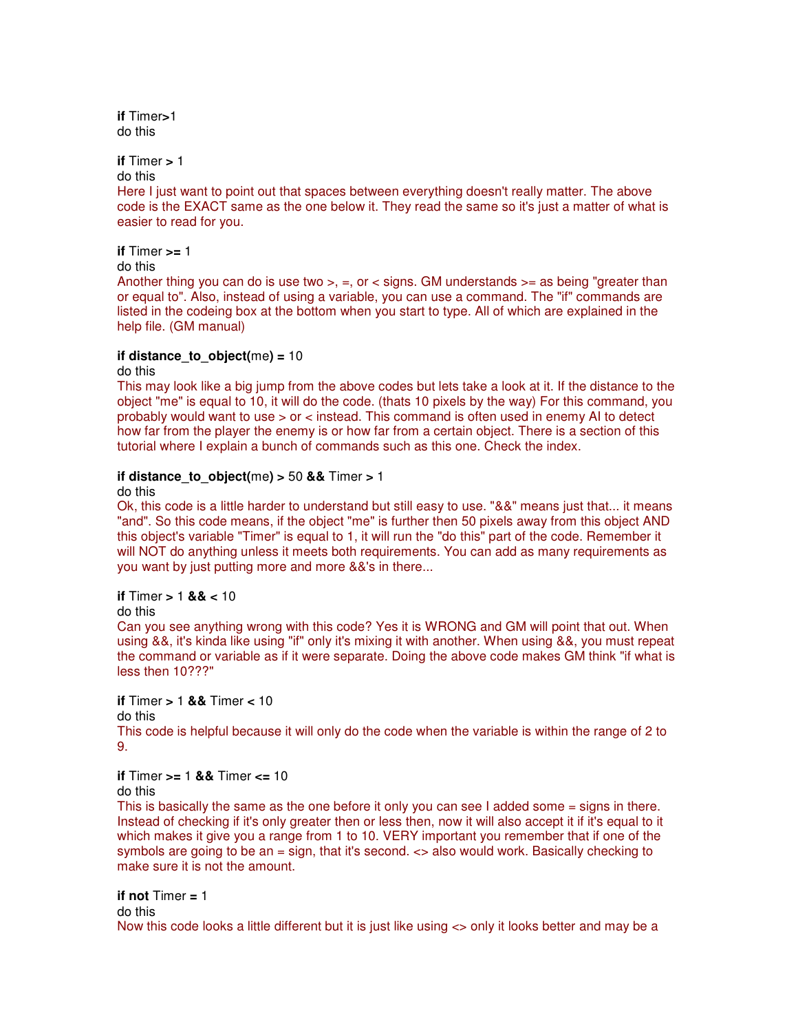**if** Timer**>**1
do this

**if** Timer **>** 1
do this
Here I just want to point out that spaces between everything doesn't really matter. The above code is the EXACT same as the one below it. They read the same so it's just a matter of what is easier to read for you.

**if** Timer **>=** 1
do this
Another thing you can do is use two >, =, or < signs. GM understands >= as being "greater than or equal to". Also, instead of using a variable, you can use a command. The "if" commands are listed in the codeing box at the bottom when you start to type. All of which are explained in the help file. (GM manual)

**if distance_to_object(**me**) =** 10
do this
This may look like a big jump from the above codes but lets take a look at it. If the distance to the object "me" is equal to 10, it will do the code. (thats 10 pixels by the way) For this command, you probably would want to use > or < instead. This command is often used in enemy AI to detect how far from the player the enemy is or how far from a certain object. There is a section of this tutorial where I explain a bunch of commands such as this one. Check the index.

**if distance_to_object(**me**) >** 50 **&&** Timer **>** 1
do this
Ok, this code is a little harder to understand but still easy to use. "&&" means just that... it means "and". So this code means, if the object "me" is further then 50 pixels away from this object AND this object's variable "Timer" is equal to 1, it will run the "do this" part of the code. Remember it will NOT do anything unless it meets both requirements. You can add as many requirements as you want by just putting more and more &&'s in there...

**if** Timer **>** 1 **&& <** 10
do this
Can you see anything wrong with this code? Yes it is WRONG and GM will point that out. When using &&, it's kinda like using "if" only it's mixing it with another. When using &&, you must repeat the command or variable as if it were separate. Doing the above code makes GM think "if what is less then 10???"

**if** Timer **>** 1 **&&** Timer **<** 10
do this
This code is helpful because it will only do the code when the variable is within the range of 2 to 9.

**if** Timer **>=** 1 **&&** Timer **<=** 10
do this
This is basically the same as the one before it only you can see I added some = signs in there. Instead of checking if it's only greater then or less then, now it will also accept it if it's equal to it which makes it give you a range from 1 to 10. VERY important you remember that if one of the symbols are going to be an = sign, that it's second. <> also would work. Basically checking to make sure it is not the amount.

**if not** Timer **=** 1
do this
Now this code looks a little different but it is just like using <> only it looks better and may be a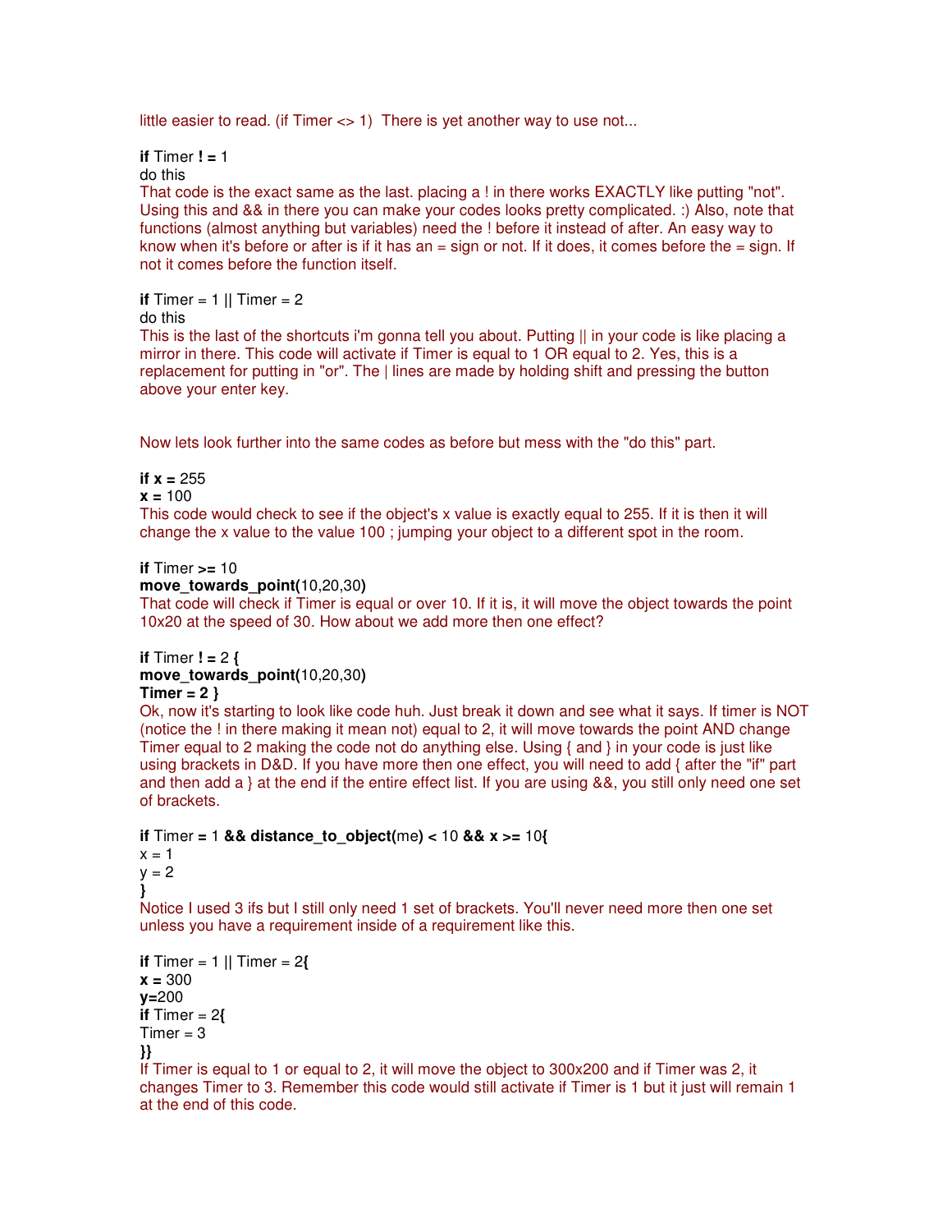little easier to read. (if Timer <> 1)  There is yet another way to use not...

**if** Timer **! =** 1
do this

That code is the exact same as the last. placing a ! in there works EXACTLY like putting "not". Using this and && in there you can make your codes looks pretty complicated. :) Also, note that functions (almost anything but variables) need the ! before it instead of after. An easy way to know when it's before or after is if it has an = sign or not. If it does, it comes before the = sign. If not it comes before the function itself.

**if** Timer = 1 || Timer = 2
do this

This is the last of the shortcuts i'm gonna tell you about. Putting || in your code is like placing a mirror in there. This code will activate if Timer is equal to 1 OR equal to 2. Yes, this is a replacement for putting in "or". The | lines are made by holding shift and pressing the button above your enter key.

Now lets look further into the same codes as before but mess with the "do this" part.

**if x =** 255
**x =** 100

This code would check to see if the object's x value is exactly equal to 255. If it is then it will change the x value to the value 100 ; jumping your object to a different spot in the room.

**if** Timer **>=** 10
**move_towards_point(**10,20,30**)**

That code will check if Timer is equal or over 10. If it is, it will move the object towards the point 10x20 at the speed of 30. How about we add more then one effect?

**if** Timer **! =** 2 **{**
**move_towards_point(**10,20,30**)**
**Timer = 2 }**

Ok, now it's starting to look like code huh. Just break it down and see what it says. If timer is NOT (notice the ! in there making it mean not) equal to 2, it will move towards the point AND change Timer equal to 2 making the code not do anything else. Using { and } in your code is just like using brackets in D&D. If you have more then one effect, you will need to add { after the "if" part and then add a } at the end if the entire effect list. If you are using &&, you still only need one set of brackets.

**if** Timer **=** 1 **&& distance_to_object(**me**) <** 10 **&& x >=** 10**{**
x = 1
y = 2
**}**

Notice I used 3 ifs but I still only need 1 set of brackets. You'll never need more then one set unless you have a requirement inside of a requirement like this.

**if** Timer = 1 || Timer = 2**{**
**x =** 300
**y=**200
**if** Timer = 2**{**
Timer = 3
**}}**

If Timer is equal to 1 or equal to 2, it will move the object to 300x200 and if Timer was 2, it changes Timer to 3. Remember this code would still activate if Timer is 1 but it just will remain 1 at the end of this code.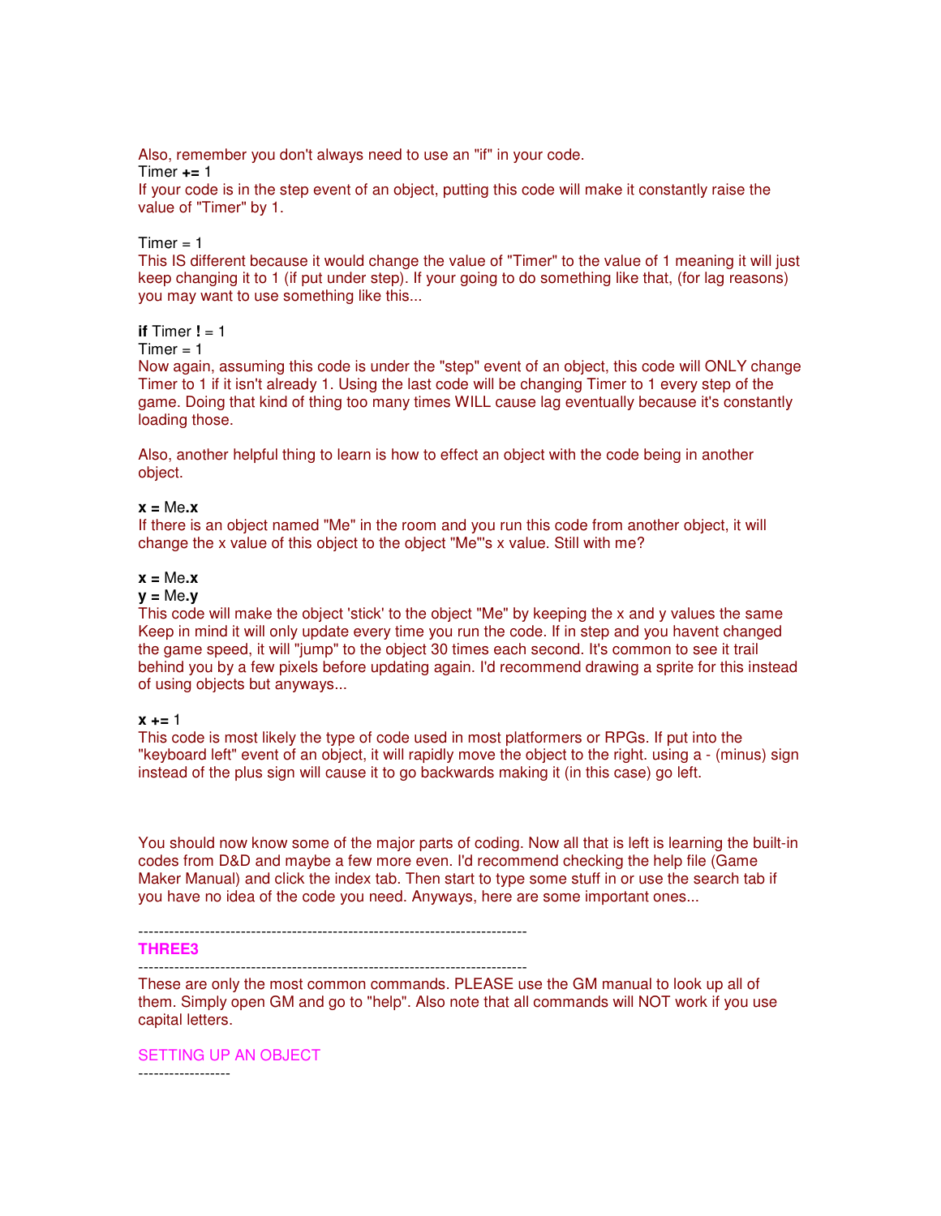Also, remember you don't always need to use an "if" in your code.

Timer **+=** 1

If your code is in the step event of an object, putting this code will make it constantly raise the value of "Timer" by 1.

Timer = 1

This IS different because it would change the value of "Timer" to the value of 1 meaning it will just keep changing it to 1 (if put under step). If your going to do something like that, (for lag reasons) you may want to use something like this...

**if** Timer **!** = 1
Timer = 1

Now again, assuming this code is under the "step" event of an object, this code will ONLY change Timer to 1 if it isn't already 1. Using the last code will be changing Timer to 1 every step of the game. Doing that kind of thing too many times WILL cause lag eventually because it's constantly loading those.

Also, another helpful thing to learn is how to effect an object with the code being in another object.

**x =** Me**.x**

If there is an object named "Me" in the room and you run this code from another object, it will change the x value of this object to the object "Me"'s x value. Still with me?

**x =** Me**.x**
**y =** Me**.y**

This code will make the object 'stick' to the object "Me" by keeping the x and y values the same Keep in mind it will only update every time you run the code. If in step and you havent changed the game speed, it will "jump" to the object 30 times each second. It's common to see it trail behind you by a few pixels before updating again. I'd recommend drawing a sprite for this instead of using objects but anyways...

**x +=** 1

This code is most likely the type of code used in most platformers or RPGs. If put into the "keyboard left" event of an object, it will rapidly move the object to the right. using a - (minus) sign instead of the plus sign will cause it to go backwards making it (in this case) go left.

You should now know some of the major parts of coding. Now all that is left is learning the built-in codes from D&D and maybe a few more even. I'd recommend checking the help file (Game Maker Manual) and click the index tab. Then start to type some stuff in or use the search tab if you have no idea of the code you need. Anyways, here are some important ones...

----------------------------------------------------------------------------

## THREE3

----------------------------------------------------------------------------

These are only the most common commands. PLEASE use the GM manual to look up all of them. Simply open GM and go to "help". Also note that all commands will NOT work if you use capital letters.

### SETTING UP AN OBJECT

------------------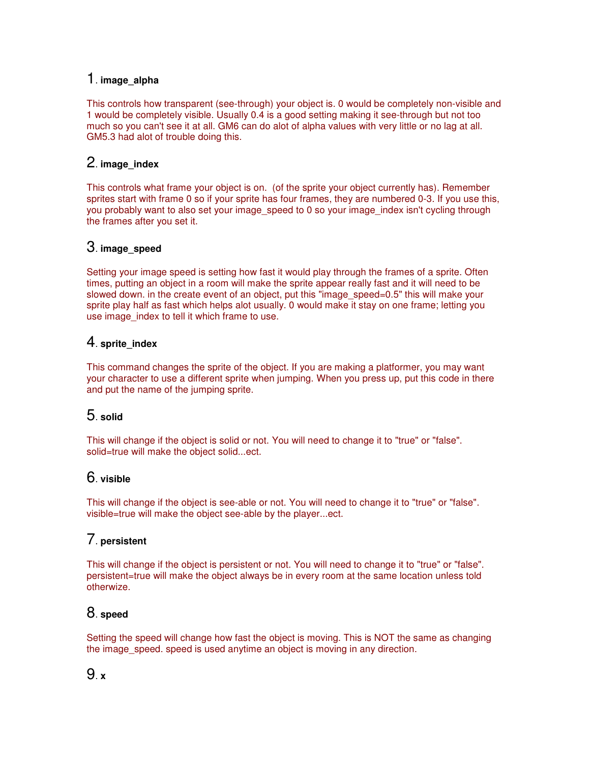1. **image_alpha**

This controls how transparent (see-through) your object is. 0 would be completely non-visible and 1 would be completely visible. Usually 0.4 is a good setting making it see-through but not too much so you can't see it at all. GM6 can do alot of alpha values with very little or no lag at all. GM5.3 had alot of trouble doing this.

2. **image_index**

This controls what frame your object is on.  (of the sprite your object currently has). Remember sprites start with frame 0 so if your sprite has four frames, they are numbered 0-3. If you use this, you probably want to also set your image_speed to 0 so your image_index isn't cycling through the frames after you set it.

3. **image_speed**

Setting your image speed is setting how fast it would play through the frames of a sprite. Often times, putting an object in a room will make the sprite appear really fast and it will need to be slowed down. in the create event of an object, put this "image_speed=0.5" this will make your sprite play half as fast which helps alot usually. 0 would make it stay on one frame; letting you use image_index to tell it which frame to use.

4. **sprite_index**

This command changes the sprite of the object. If you are making a platformer, you may want your character to use a different sprite when jumping. When you press up, put this code in there and put the name of the jumping sprite.

5. **solid**

This will change if the object is solid or not. You will need to change it to "true" or "false". solid=true will make the object solid...ect.

6. **visible**

This will change if the object is see-able or not. You will need to change it to "true" or "false". visible=true will make the object see-able by the player...ect.

7. **persistent**

This will change if the object is persistent or not. You will need to change it to "true" or "false". persistent=true will make the object always be in every room at the same location unless told otherwize.

8. **speed**

Setting the speed will change how fast the object is moving. This is NOT the same as changing the image_speed. speed is used anytime an object is moving in any direction.

9. **x**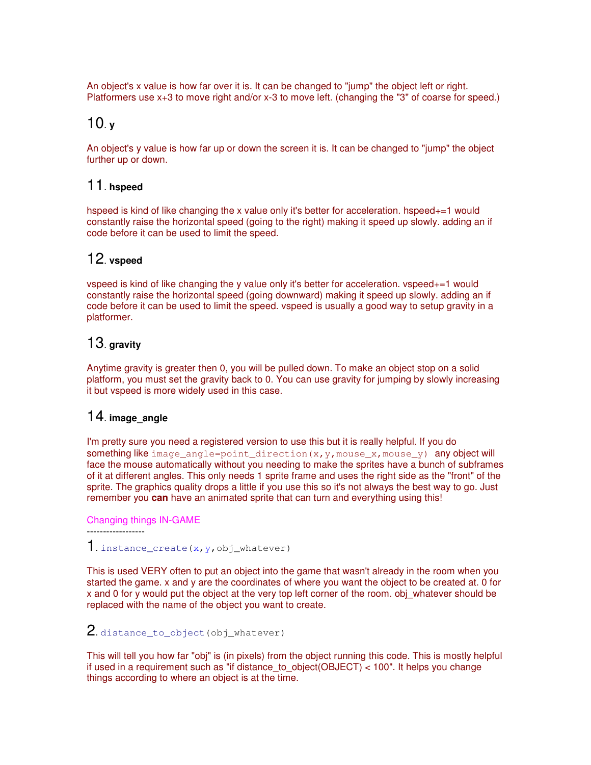An object's x value is how far over it is. It can be changed to "jump" the object left or right. Platformers use x+3 to move right and/or x-3 to move left. (changing the "3" of coarse for speed.)

## 10. y

An object's y value is how far up or down the screen it is. It can be changed to "jump" the object further up or down.

## 11. hspeed

hspeed is kind of like changing the x value only it's better for acceleration. hspeed+=1 would constantly raise the horizontal speed (going to the right) making it speed up slowly. adding an if code before it can be used to limit the speed.

## 12. vspeed

vspeed is kind of like changing the y value only it's better for acceleration. vspeed+=1 would constantly raise the horizontal speed (going downward) making it speed up slowly. adding an if code before it can be used to limit the speed. vspeed is usually a good way to setup gravity in a platformer.

## 13. gravity

Anytime gravity is greater then 0, you will be pulled down. To make an object stop on a solid platform, you must set the gravity back to 0. You can use gravity for jumping by slowly increasing it but vspeed is more widely used in this case.

## 14. image_angle

I'm pretty sure you need a registered version to use this but it is really helpful. If you do something like `image_angle=point_direction(x,y,mouse_x,mouse_y)` any object will face the mouse automatically without you needing to make the sprites have a bunch of subframes of it at different angles. This only needs 1 sprite frame and uses the right side as the "front" of the sprite. The graphics quality drops a little if you use this so it's not always the best way to go. Just remember you **can** have an animated sprite that can turn and everything using this!

Changing things IN-GAME
------------------

## 1. `instance_create(x,y,obj_whatever)`

This is used VERY often to put an object into the game that wasn't already in the room when you started the game. x and y are the coordinates of where you want the object to be created at. 0 for x and 0 for y would put the object at the very top left corner of the room. obj_whatever should be replaced with the name of the object you want to create.

## 2. `distance_to_object(obj_whatever)`

This will tell you how far "obj" is (in pixels) from the object running this code. This is mostly helpful if used in a requirement such as "if distance_to_object(OBJECT) < 100". It helps you change things according to where an object is at the time.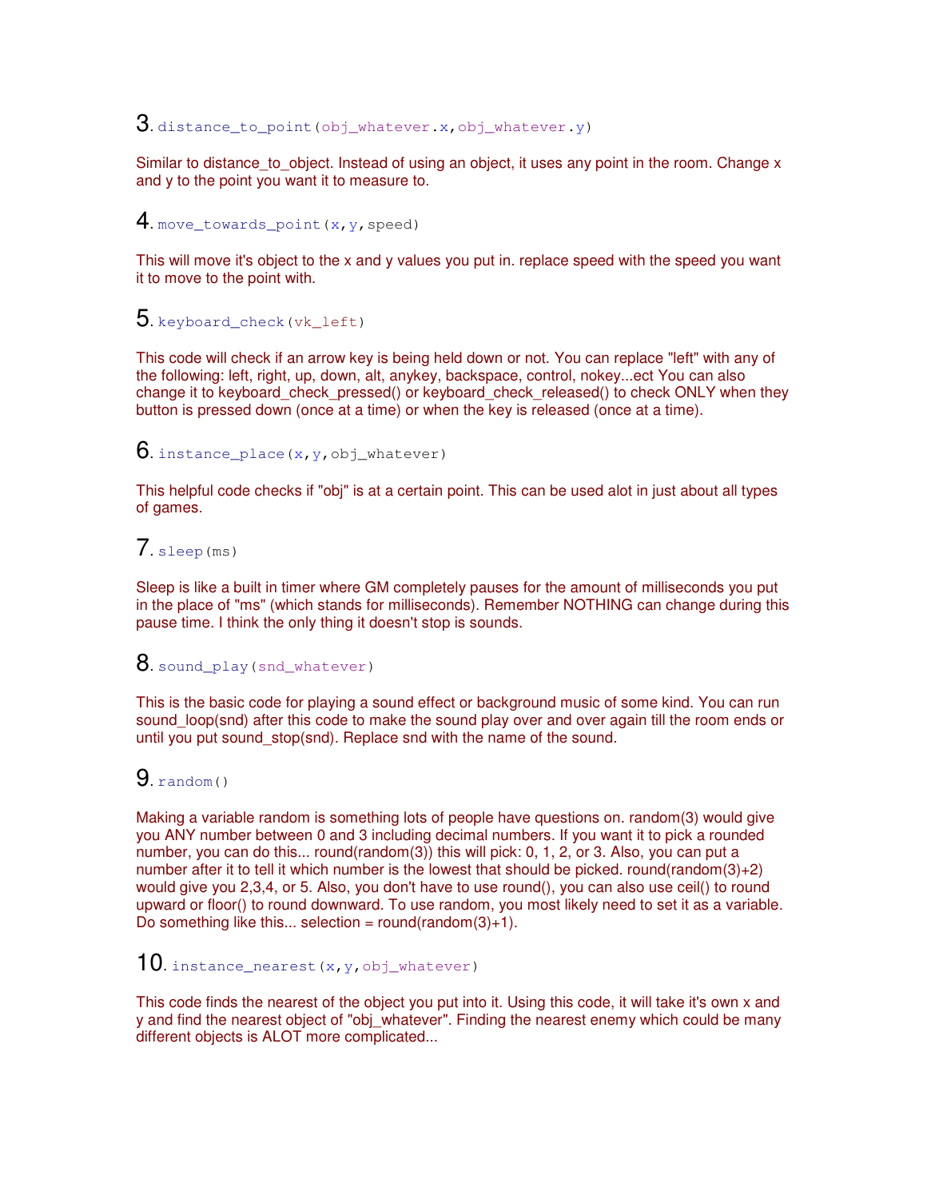3. `distance_to_point(obj_whatever.x,obj_whatever.y)`

Similar to distance_to_object. Instead of using an object, it uses any point in the room. Change x and y to the point you want it to measure to.

4. `move_towards_point(x,y,speed)`

This will move it's object to the x and y values you put in. replace speed with the speed you want it to move to the point with.

5. `keyboard_check(vk_left)`

This code will check if an arrow key is being held down or not. You can replace "left" with any of the following: left, right, up, down, alt, anykey, backspace, control, nokey...ect You can also change it to keyboard_check_pressed() or keyboard_check_released() to check ONLY when they button is pressed down (once at a time) or when the key is released (once at a time).

6. `instance_place(x,y,obj_whatever)`

This helpful code checks if "obj" is at a certain point. This can be used alot in just about all types of games.

7. `sleep(ms)`

Sleep is like a built in timer where GM completely pauses for the amount of milliseconds you put in the place of "ms" (which stands for milliseconds). Remember NOTHING can change during this pause time. I think the only thing it doesn't stop is sounds.

8. `sound_play(snd_whatever)`

This is the basic code for playing a sound effect or background music of some kind. You can run sound_loop(snd) after this code to make the sound play over and over again till the room ends or until you put sound_stop(snd). Replace snd with the name of the sound.

9. `random()`

Making a variable random is something lots of people have questions on. random(3) would give you ANY number between 0 and 3 including decimal numbers. If you want it to pick a rounded number, you can do this... round(random(3)) this will pick: 0, 1, 2, or 3. Also, you can put a number after it to tell it which number is the lowest that should be picked. round(random(3)+2) would give you 2,3,4, or 5. Also, you don't have to use round(), you can also use ceil() to round upward or floor() to round downward. To use random, you most likely need to set it as a variable. Do something like this... selection = round(random(3)+1).

10. `instance_nearest(x,y,obj_whatever)`

This code finds the nearest of the object you put into it. Using this code, it will take it's own x and y and find the nearest object of "obj_whatever". Finding the nearest enemy which could be many different objects is ALOT more complicated...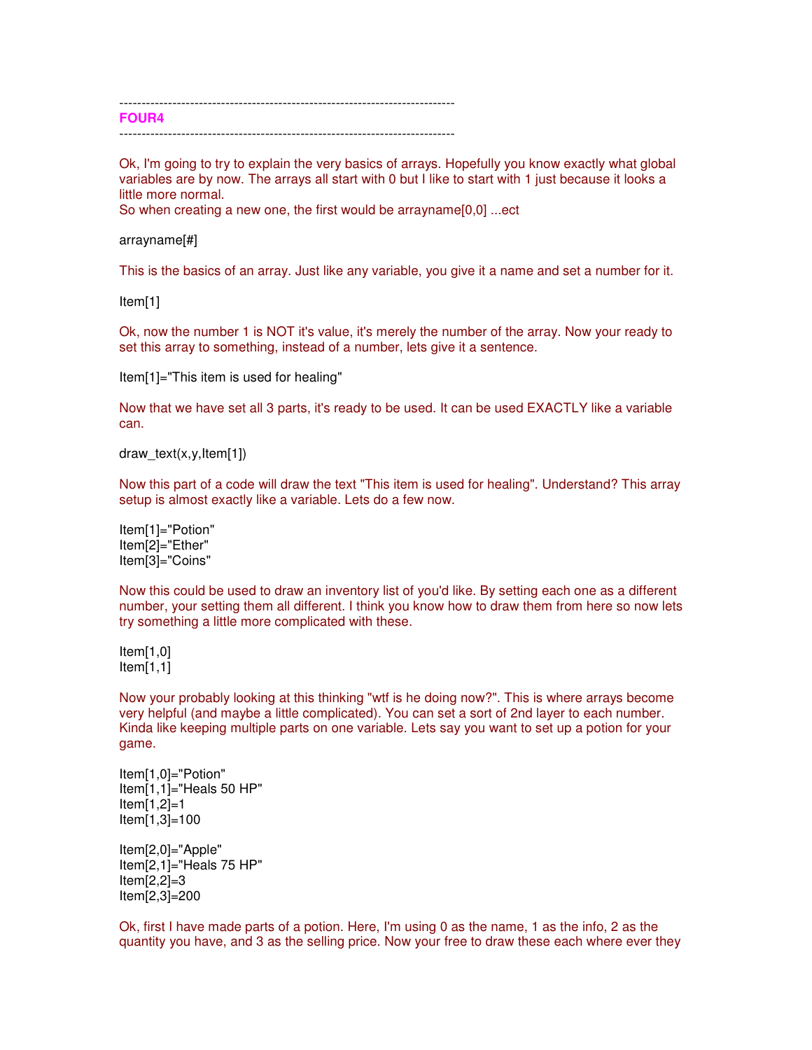---------------------------------------------------------------------------

## FOUR4

---------------------------------------------------------------------------

Ok, I'm going to try to explain the very basics of arrays. Hopefully you know exactly what global variables are by now. The arrays all start with 0 but I like to start with 1 just because it looks a little more normal.
So when creating a new one, the first would be arrayname[0,0] ...ect

```
arrayname[#]
```

This is the basics of an array. Just like any variable, you give it a name and set a number for it.

```
Item[1]
```

Ok, now the number 1 is NOT it's value, it's merely the number of the array. Now your ready to set this array to something, instead of a number, lets give it a sentence.

```
Item[1]="This item is used for healing"
```

Now that we have set all 3 parts, it's ready to be used. It can be used EXACTLY like a variable can.

```
draw_text(x,y,Item[1])
```

Now this part of a code will draw the text "This item is used for healing". Understand? This array setup is almost exactly like a variable. Lets do a few now.

```
Item[1]="Potion"
Item[2]="Ether"
Item[3]="Coins"
```

Now this could be used to draw an inventory list of you'd like. By setting each one as a different number, your setting them all different. I think you know how to draw them from here so now lets try something a little more complicated with these.

```
Item[1,0]
Item[1,1]
```

Now your probably looking at this thinking "wtf is he doing now?". This is where arrays become very helpful (and maybe a little complicated). You can set a sort of 2nd layer to each number. Kinda like keeping multiple parts on one variable. Lets say you want to set up a potion for your game.

```
Item[1,0]="Potion"
Item[1,1]="Heals 50 HP"
Item[1,2]=1
Item[1,3]=100

Item[2,0]="Apple"
Item[2,1]="Heals 75 HP"
Item[2,2]=3
Item[2,3]=200
```

Ok, first I have made parts of a potion. Here, I'm using 0 as the name, 1 as the info, 2 as the quantity you have, and 3 as the selling price. Now your free to draw these each where ever they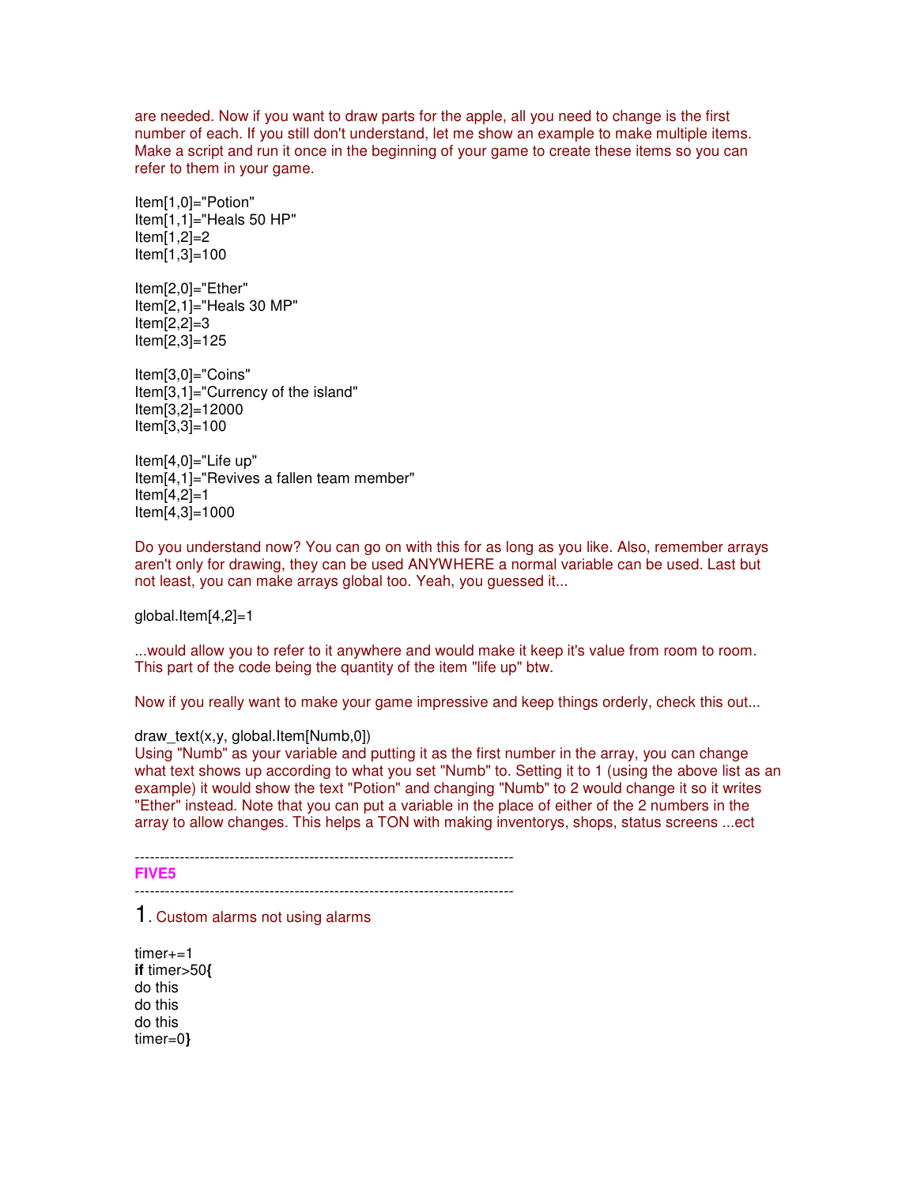are needed. Now if you want to draw parts for the apple, all you need to change is the first number of each. If you still don't understand, let me show an example to make multiple items. Make a script and run it once in the beginning of your game to create these items so you can refer to them in your game.

```
Item[1,0]="Potion"
Item[1,1]="Heals 50 HP"
Item[1,2]=2
Item[1,3]=100

Item[2,0]="Ether"
Item[2,1]="Heals 30 MP"
Item[2,2]=3
Item[2,3]=125

Item[3,0]="Coins"
Item[3,1]="Currency of the island"
Item[3,2]=12000
Item[3,3]=100

Item[4,0]="Life up"
Item[4,1]="Revives a fallen team member"
Item[4,2]=1
Item[4,3]=1000
```

Do you understand now? You can go on with this for as long as you like. Also, remember arrays aren't only for drawing, they can be used ANYWHERE a normal variable can be used. Last but not least, you can make arrays global too. Yeah, you guessed it...

```
global.Item[4,2]=1
```

...would allow you to refer to it anywhere and would make it keep it's value from room to room. This part of the code being the quantity of the item "life up" btw.

Now if you really want to make your game impressive and keep things orderly, check this out...

```
draw_text(x,y, global.Item[Numb,0])
```

Using "Numb" as your variable and putting it as the first number in the array, you can change what text shows up according to what you set "Numb" to. Setting it to 1 (using the above list as an example) it would show the text "Potion" and changing "Numb" to 2 would change it so it writes "Ether" instead. Note that you can put a variable in the place of either of the 2 numbers in the array to allow changes. This helps a TON with making inventorys, shops, status screens ...ect

---------------------------------------------------------------------------

## FIVE5

---------------------------------------------------------------------------

1. Custom alarms not using alarms

```
timer+=1
if timer>50{
do this
do this
do this
timer=0}
```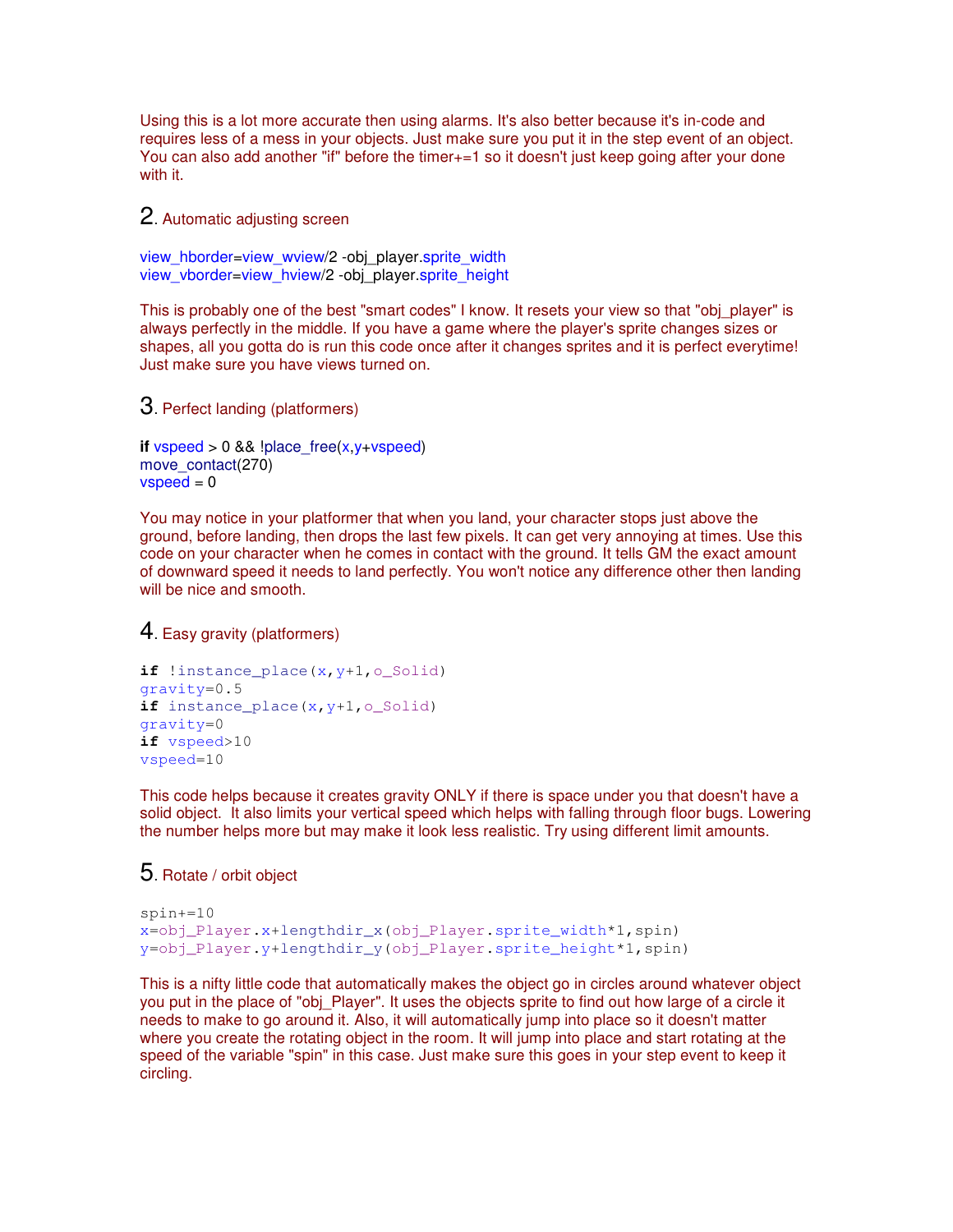Using this is a lot more accurate then using alarms. It's also better because it's in-code and requires less of a mess in your objects. Just make sure you put it in the step event of an object. You can also add another "if" before the timer+=1 so it doesn't just keep going after your done with it.

## 2. Automatic adjusting screen

```
view_hborder=view_wview/2 -obj_player.sprite_width
view_vborder=view_hview/2 -obj_player.sprite_height
```

This is probably one of the best "smart codes" I know. It resets your view so that "obj_player" is always perfectly in the middle. If you have a game where the player's sprite changes sizes or shapes, all you gotta do is run this code once after it changes sprites and it is perfect everytime! Just make sure you have views turned on.

## 3. Perfect landing (platformers)

```
if vspeed > 0 && !place_free(x,y+vspeed)
move_contact(270)
vspeed = 0
```

You may notice in your platformer that when you land, your character stops just above the ground, before landing, then drops the last few pixels. It can get very annoying at times. Use this code on your character when he comes in contact with the ground. It tells GM the exact amount of downward speed it needs to land perfectly. You won't notice any difference other then landing will be nice and smooth.

## 4. Easy gravity (platformers)

```
if !instance_place(x,y+1,o_Solid)
gravity=0.5
if instance_place(x,y+1,o_Solid)
gravity=0
if vspeed>10
vspeed=10
```

This code helps because it creates gravity ONLY if there is space under you that doesn't have a solid object. It also limits your vertical speed which helps with falling through floor bugs. Lowering the number helps more but may make it look less realistic. Try using different limit amounts.

## 5. Rotate / orbit object

```
spin+=10
x=obj_Player.x+lengthdir_x(obj_Player.sprite_width*1,spin)
y=obj_Player.y+lengthdir_y(obj_Player.sprite_height*1,spin)
```

This is a nifty little code that automatically makes the object go in circles around whatever object you put in the place of "obj_Player". It uses the objects sprite to find out how large of a circle it needs to make to go around it. Also, it will automatically jump into place so it doesn't matter where you create the rotating object in the room. It will jump into place and start rotating at the speed of the variable "spin" in this case. Just make sure this goes in your step event to keep it circling.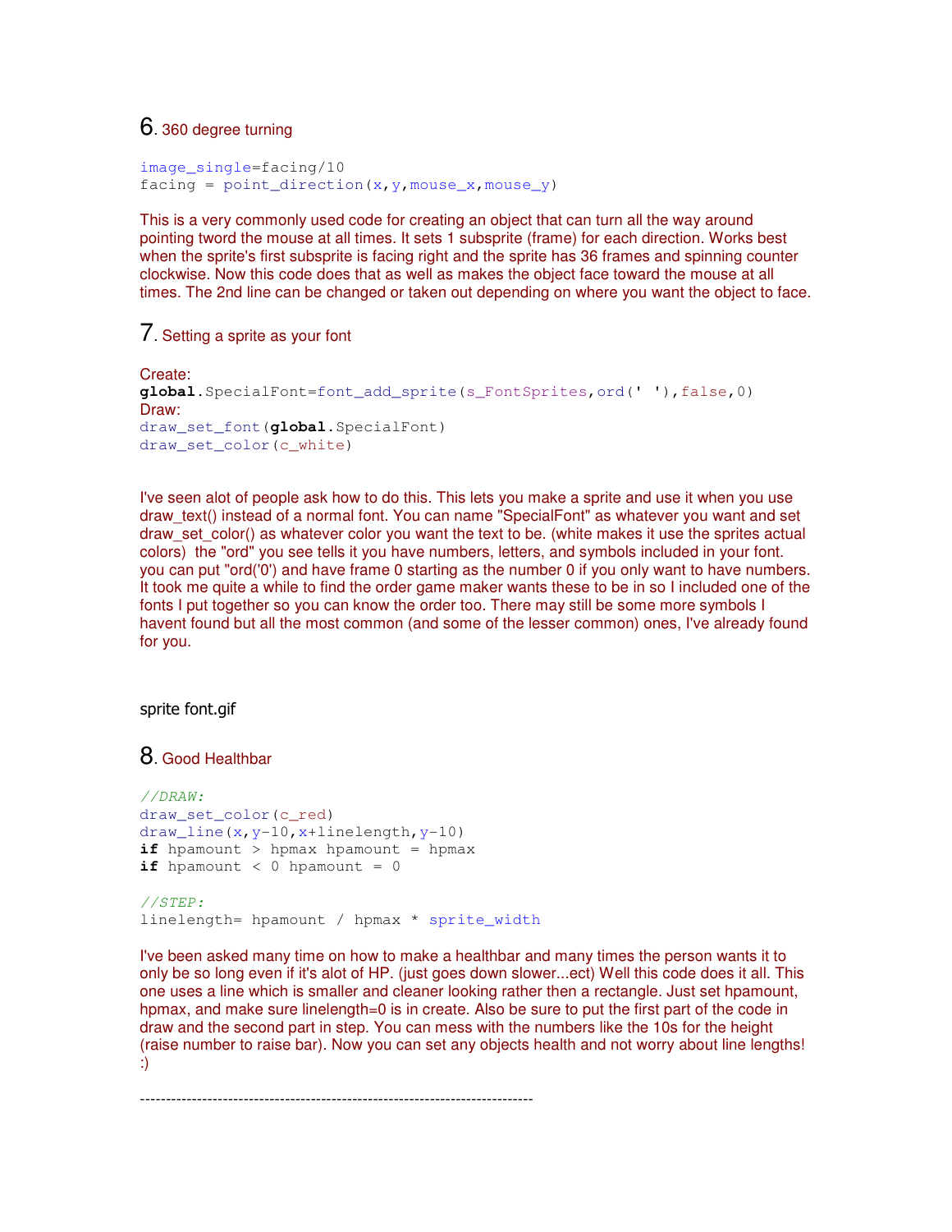## 6. 360 degree turning

```
image_single=facing/10
facing = point_direction(x,y,mouse_x,mouse_y)
```

This is a very commonly used code for creating an object that can turn all the way around pointing tword the mouse at all times. It sets 1 subsprite (frame) for each direction. Works best when the sprite's first subsprite is facing right and the sprite has 36 frames and spinning counter clockwise. Now this code does that as well as makes the object face toward the mouse at all times. The 2nd line can be changed or taken out depending on where you want the object to face.

## 7. Setting a sprite as your font

Create:

```
global.SpecialFont=font_add_sprite(s_FontSprites,ord(' '),false,0)
```

Draw:

```
draw_set_font(global.SpecialFont)
draw_set_color(c_white)
```

I've seen alot of people ask how to do this. This lets you make a sprite and use it when you use draw_text() instead of a normal font. You can name "SpecialFont" as whatever you want and set draw_set_color() as whatever color you want the text to be. (white makes it use the sprites actual colors) the "ord" you see tells it you have numbers, letters, and symbols included in your font. you can put "ord('0') and have frame 0 starting as the number 0 if you only want to have numbers. It took me quite a while to find the order game maker wants these to be in so I included one of the fonts I put together so you can know the order too. There may still be some more symbols I havent found but all the most common (and some of the lesser common) ones, I've already found for you.

sprite font.gif

## 8. Good Healthbar

```
//DRAW:
draw_set_color(c_red)
draw_line(x,y-10,x+linelength,y-10)
if hpamount > hpmax hpamount = hpmax
if hpamount < 0 hpamount = 0

//STEP:
linelength= hpamount / hpmax * sprite_width
```

I've been asked many time on how to make a healthbar and many times the person wants it to only be so long even if it's alot of HP. (just goes down slower...ect) Well this code does it all. This one uses a line which is smaller and cleaner looking rather then a rectangle. Just set hpamount, hpmax, and make sure linelength=0 is in create. Also be sure to put the first part of the code in draw and the second part in step. You can mess with the numbers like the 10s for the height (raise number to raise bar). Now you can set any objects health and not worry about line lengths! :)

---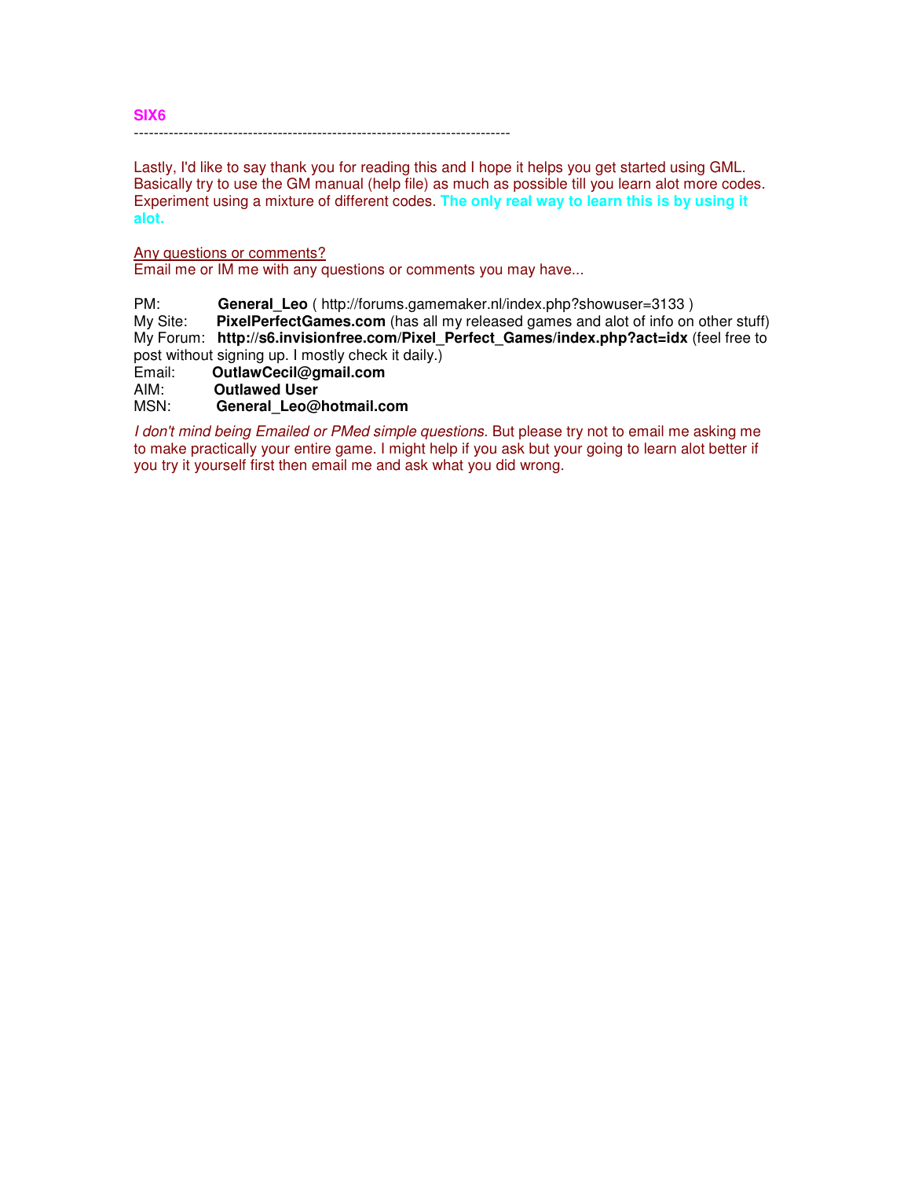**SIX6**

---------------------------------------------------------------------------

Lastly, I'd like to say thank you for reading this and I hope it helps you get started using GML. Basically try to use the GM manual (help file) as much as possible till you learn alot more codes. Experiment using a mixture of different codes. **The only real way to learn this is by using it alot.**

Any questions or comments?
Email me or IM me with any questions or comments you may have...

PM: **General_Leo** ( http://forums.gamemaker.nl/index.php?showuser=3133 )
My Site: **PixelPerfectGames.com** (has all my released games and alot of info on other stuff)
My Forum: **http://s6.invisionfree.com/Pixel_Perfect_Games/index.php?act=idx** (feel free to post without signing up. I mostly check it daily.)
Email: **OutlawCecil@gmail.com**
AIM: **Outlawed User**
MSN: **General_Leo@hotmail.com**

*I don't mind being Emailed or PMed simple questions.* But please try not to email me asking me to make practically your entire game. I might help if you ask but your going to learn alot better if you try it yourself first then email me and ask what you did wrong.